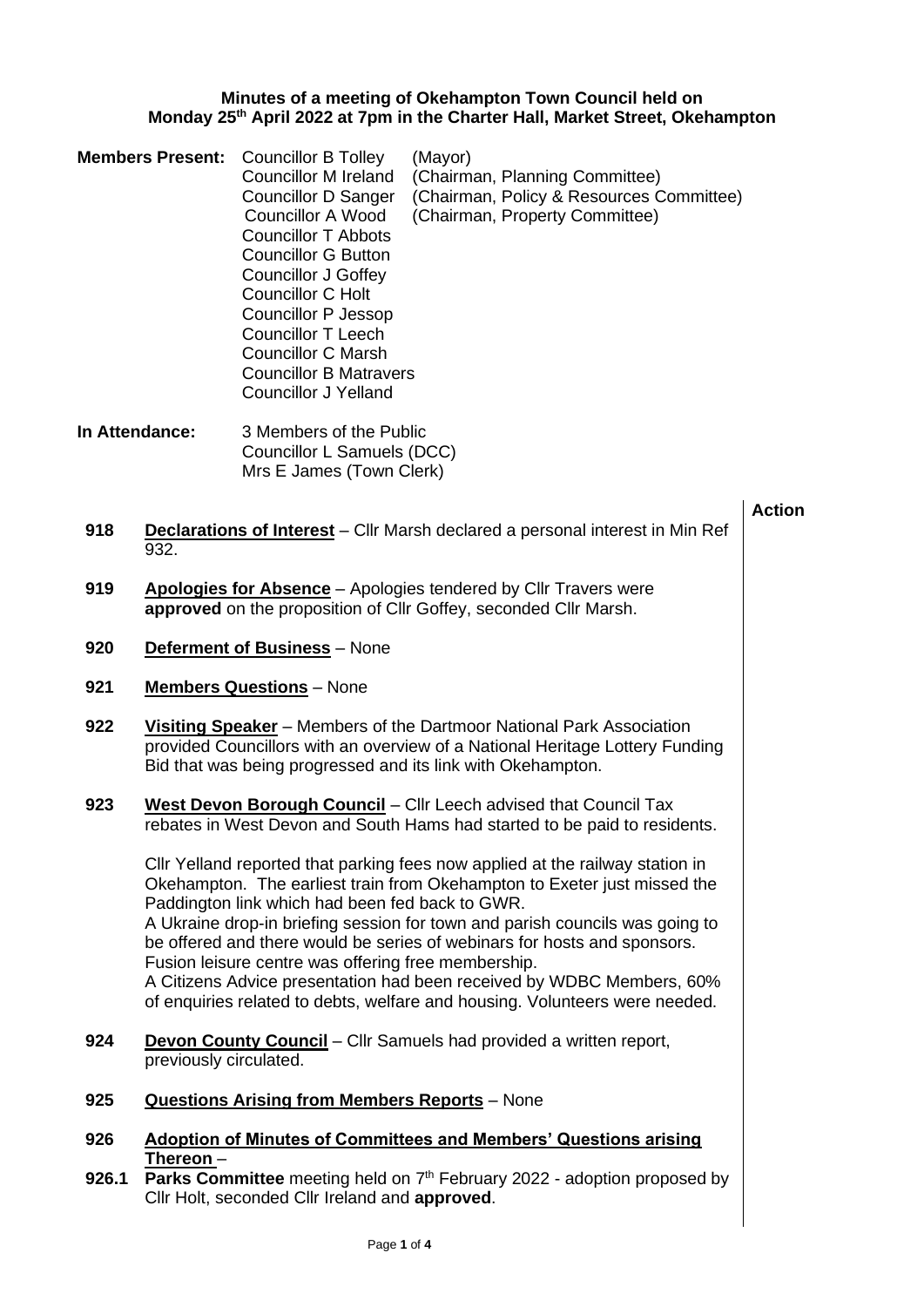**Minutes of a meeting of Okehampton Town Council held on Monday 25th April 2022 at 7pm in the Charter Hall, Market Street, Okehampton**

**Members Present:**

| | |
|---|---|
| Councillor B Tolley | (Mayor) |
| Councillor M Ireland | (Chairman, Planning Committee) |
| Councillor D Sanger | (Chairman, Policy & Resources Committee) |
| Councillor A Wood | (Chairman, Property Committee) |
| Councillor T Abbots | |
| Councillor G Button | |
| Councillor J Goffey | |
| Councillor C Holt | |
| Councillor P Jessop | |
| Councillor T Leech | |
| Councillor C Marsh | |
| Councillor B Matravers | |
| Councillor J Yelland | |

**In Attendance:**
3 Members of the Public
Councillor L Samuels (DCC)
Mrs E James (Town Clerk)

**Action**

**918** **Declarations of Interest** – Cllr Marsh declared a personal interest in Min Ref 932.

**919** **Apologies for Absence** – Apologies tendered by Cllr Travers were **approved** on the proposition of Cllr Goffey, seconded Cllr Marsh.

**920** **Deferment of Business** – None

**921** **Members Questions** – None

**922** **Visiting Speaker** – Members of the Dartmoor National Park Association provided Councillors with an overview of a National Heritage Lottery Funding Bid that was being progressed and its link with Okehampton.

**923** **West Devon Borough Council** – Cllr Leech advised that Council Tax rebates in West Devon and South Hams had started to be paid to residents.

Cllr Yelland reported that parking fees now applied at the railway station in Okehampton. The earliest train from Okehampton to Exeter just missed the Paddington link which had been fed back to GWR.
A Ukraine drop-in briefing session for town and parish councils was going to be offered and there would be series of webinars for hosts and sponsors.
Fusion leisure centre was offering free membership.
A Citizens Advice presentation had been received by WDBC Members, 60% of enquiries related to debts, welfare and housing. Volunteers were needed.

**924** **Devon County Council** – Cllr Samuels had provided a written report, previously circulated.

**925** **Questions Arising from Members Reports** – None

**926** **Adoption of Minutes of Committees and Members' Questions arising Thereon** –

**926.1** **Parks Committee** meeting held on 7th February 2022 - adoption proposed by Cllr Holt, seconded Cllr Ireland and **approved**.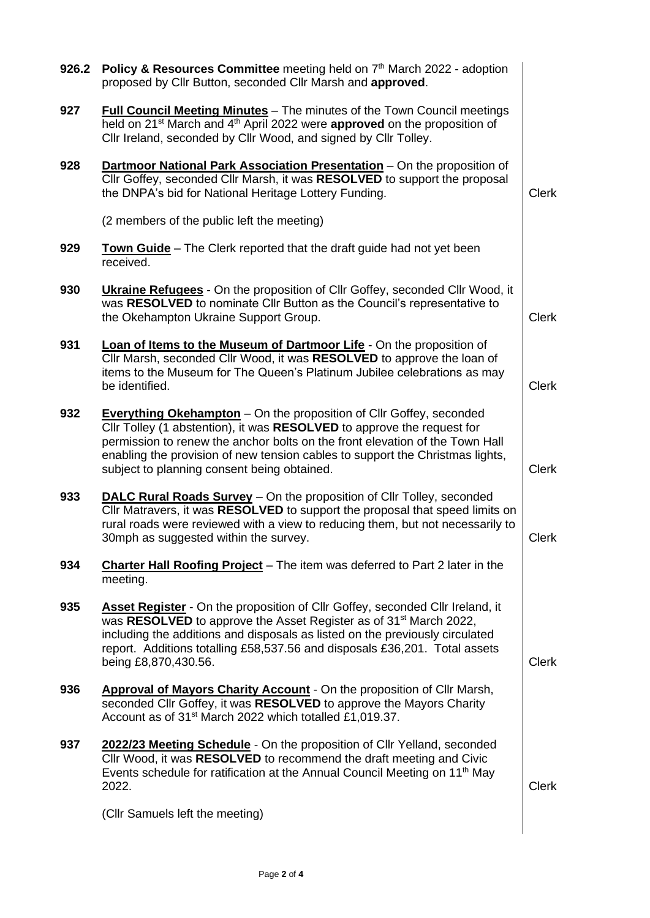| | | |
|---|---|---|
| **926.2** | **Policy & Resources Committee** meeting held on 7th March 2022 - adoption proposed by Cllr Button, seconded Cllr Marsh and **approved**. | |
| **927** | **Full Council Meeting Minutes** – The minutes of the Town Council meetings held on 21st March and 4th April 2022 were **approved** on the proposition of Cllr Ireland, seconded by Cllr Wood, and signed by Cllr Tolley. | |
| **928** | **Dartmoor National Park Association Presentation** – On the proposition of Cllr Goffey, seconded Cllr Marsh, it was **RESOLVED** to support the proposal the DNPA's bid for National Heritage Lottery Funding. | Clerk |
| | (2 members of the public left the meeting) | |
| **929** | **Town Guide** – The Clerk reported that the draft guide had not yet been received. | |
| **930** | **Ukraine Refugees** - On the proposition of Cllr Goffey, seconded Cllr Wood, it was **RESOLVED** to nominate Cllr Button as the Council's representative to the Okehampton Ukraine Support Group. | Clerk |
| **931** | **Loan of Items to the Museum of Dartmoor Life** - On the proposition of Cllr Marsh, seconded Cllr Wood, it was **RESOLVED** to approve the loan of items to the Museum for The Queen's Platinum Jubilee celebrations as may be identified. | Clerk |
| **932** | **Everything Okehampton** – On the proposition of Cllr Goffey, seconded Cllr Tolley (1 abstention), it was **RESOLVED** to approve the request for permission to renew the anchor bolts on the front elevation of the Town Hall enabling the provision of new tension cables to support the Christmas lights, subject to planning consent being obtained. | Clerk |
| **933** | **DALC Rural Roads Survey** – On the proposition of Cllr Tolley, seconded Cllr Matravers, it was **RESOLVED** to support the proposal that speed limits on rural roads were reviewed with a view to reducing them, but not necessarily to 30mph as suggested within the survey. | Clerk |
| **934** | **Charter Hall Roofing Project** – The item was deferred to Part 2 later in the meeting. | |
| **935** | **Asset Register** - On the proposition of Cllr Goffey, seconded Cllr Ireland, it was **RESOLVED** to approve the Asset Register as of 31st March 2022, including the additions and disposals as listed on the previously circulated report. Additions totalling £58,537.56 and disposals £36,201. Total assets being £8,870,430.56. | Clerk |
| **936** | **Approval of Mayors Charity Account** - On the proposition of Cllr Marsh, seconded Cllr Goffey, it was **RESOLVED** to approve the Mayors Charity Account as of 31st March 2022 which totalled £1,019.37. | |
| **937** | **2022/23 Meeting Schedule** - On the proposition of Cllr Yelland, seconded Cllr Wood, it was **RESOLVED** to recommend the draft meeting and Civic Events schedule for ratification at the Annual Council Meeting on 11th May 2022. | Clerk |
| | (Cllr Samuels left the meeting) | |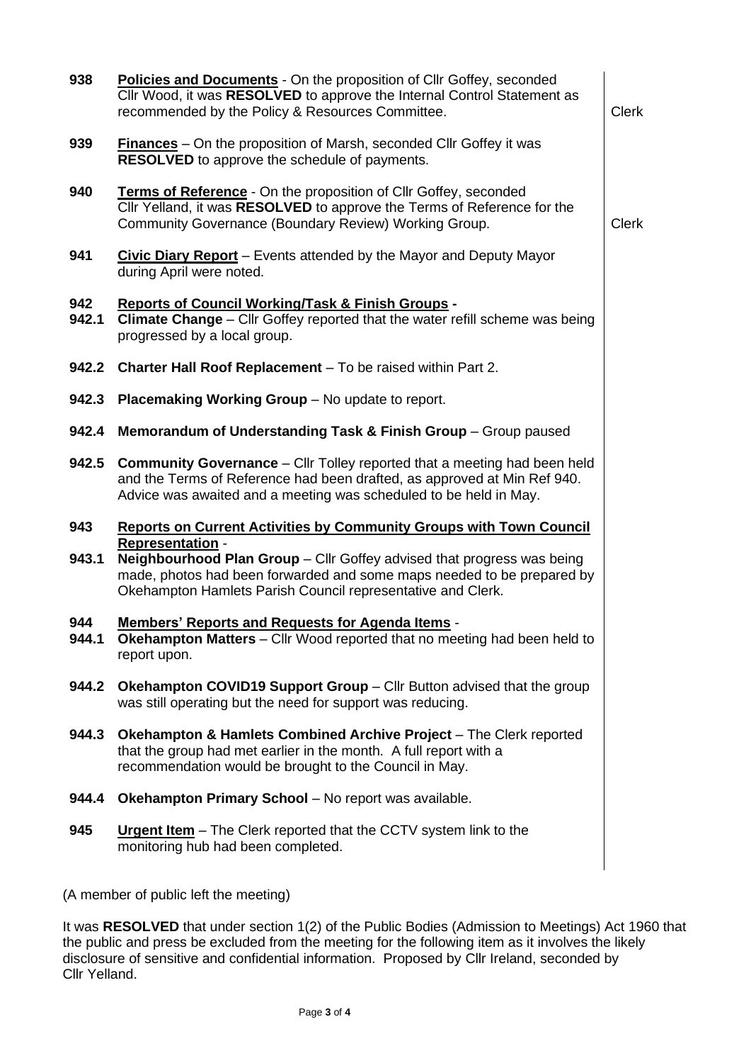| | | |
|---|---|---|
| **938** | **Policies and Documents** - On the proposition of Cllr Goffey, seconded Cllr Wood, it was **RESOLVED** to approve the Internal Control Statement as recommended by the Policy & Resources Committee. | Clerk |
| **939** | **Finances** – On the proposition of Marsh, seconded Cllr Goffey it was **RESOLVED** to approve the schedule of payments. | |
| **940** | **Terms of Reference** - On the proposition of Cllr Goffey, seconded Cllr Yelland, it was **RESOLVED** to approve the Terms of Reference for the Community Governance (Boundary Review) Working Group. | Clerk |
| **941** | **Civic Diary Report** – Events attended by the Mayor and Deputy Mayor during April were noted. | |
| **942** | **Reports of Council Working/Task & Finish Groups -** | |
| **942.1** | **Climate Change** – Cllr Goffey reported that the water refill scheme was being progressed by a local group. | |
| **942.2** | **Charter Hall Roof Replacement** – To be raised within Part 2. | |
| **942.3** | **Placemaking Working Group** – No update to report. | |
| **942.4** | **Memorandum of Understanding Task & Finish Group** – Group paused | |
| **942.5** | **Community Governance** – Cllr Tolley reported that a meeting had been held and the Terms of Reference had been drafted, as approved at Min Ref 940. Advice was awaited and a meeting was scheduled to be held in May. | |
| **943** | **Reports on Current Activities by Community Groups with Town Council Representation** - | |
| **943.1** | **Neighbourhood Plan Group** – Cllr Goffey advised that progress was being made, photos had been forwarded and some maps needed to be prepared by Okehampton Hamlets Parish Council representative and Clerk. | |
| **944** | **Members' Reports and Requests for Agenda Items** - | |
| **944.1** | **Okehampton Matters** – Cllr Wood reported that no meeting had been held to report upon. | |
| **944.2** | **Okehampton COVID19 Support Group** – Cllr Button advised that the group was still operating but the need for support was reducing. | |
| **944.3** | **Okehampton & Hamlets Combined Archive Project** – The Clerk reported that the group had met earlier in the month. A full report with a recommendation would be brought to the Council in May. | |
| **944.4** | **Okehampton Primary School** – No report was available. | |
| **945** | **Urgent Item** – The Clerk reported that the CCTV system link to the monitoring hub had been completed. | |

(A member of public left the meeting)

It was **RESOLVED** that under section 1(2) of the Public Bodies (Admission to Meetings) Act 1960 that the public and press be excluded from the meeting for the following item as it involves the likely disclosure of sensitive and confidential information. Proposed by Cllr Ireland, seconded by Cllr Yelland.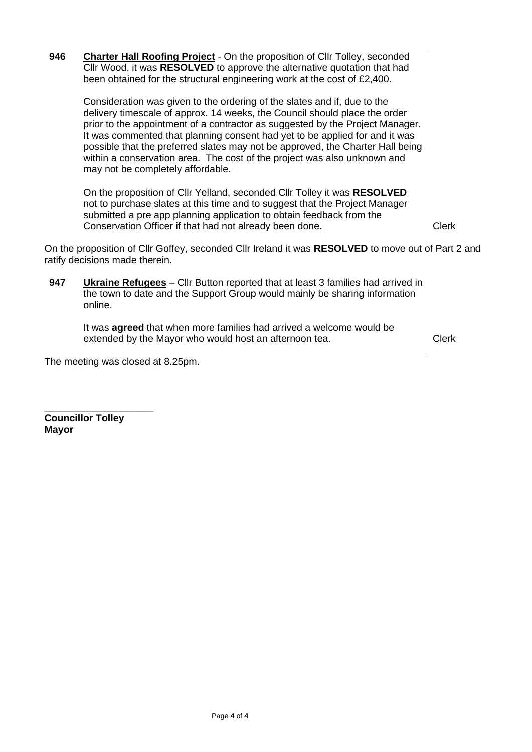**946** **Charter Hall Roofing Project** - On the proposition of Cllr Tolley, seconded Cllr Wood, it was **RESOLVED** to approve the alternative quotation that had been obtained for the structural engineering work at the cost of £2,400.

Consideration was given to the ordering of the slates and if, due to the delivery timescale of approx. 14 weeks, the Council should place the order prior to the appointment of a contractor as suggested by the Project Manager. It was commented that planning consent had yet to be applied for and it was possible that the preferred slates may not be approved, the Charter Hall being within a conservation area. The cost of the project was also unknown and may not be completely affordable.

On the proposition of Cllr Yelland, seconded Cllr Tolley it was **RESOLVED** not to purchase slates at this time and to suggest that the Project Manager submitted a pre app planning application to obtain feedback from the Conservation Officer if that had not already been done. — Clerk

On the proposition of Cllr Goffey, seconded Cllr Ireland it was **RESOLVED** to move out of Part 2 and ratify decisions made therein.

**947** **Ukraine Refugees** – Cllr Button reported that at least 3 families had arrived in the town to date and the Support Group would mainly be sharing information online.

It was **agreed** that when more families had arrived a welcome would be extended by the Mayor who would host an afternoon tea. — Clerk

The meeting was closed at 8.25pm.

\_\_\_\_\_\_\_\_\_\_\_\_\_\_\_\_\_\_\_\_

**Councillor Tolley**
**Mayor**